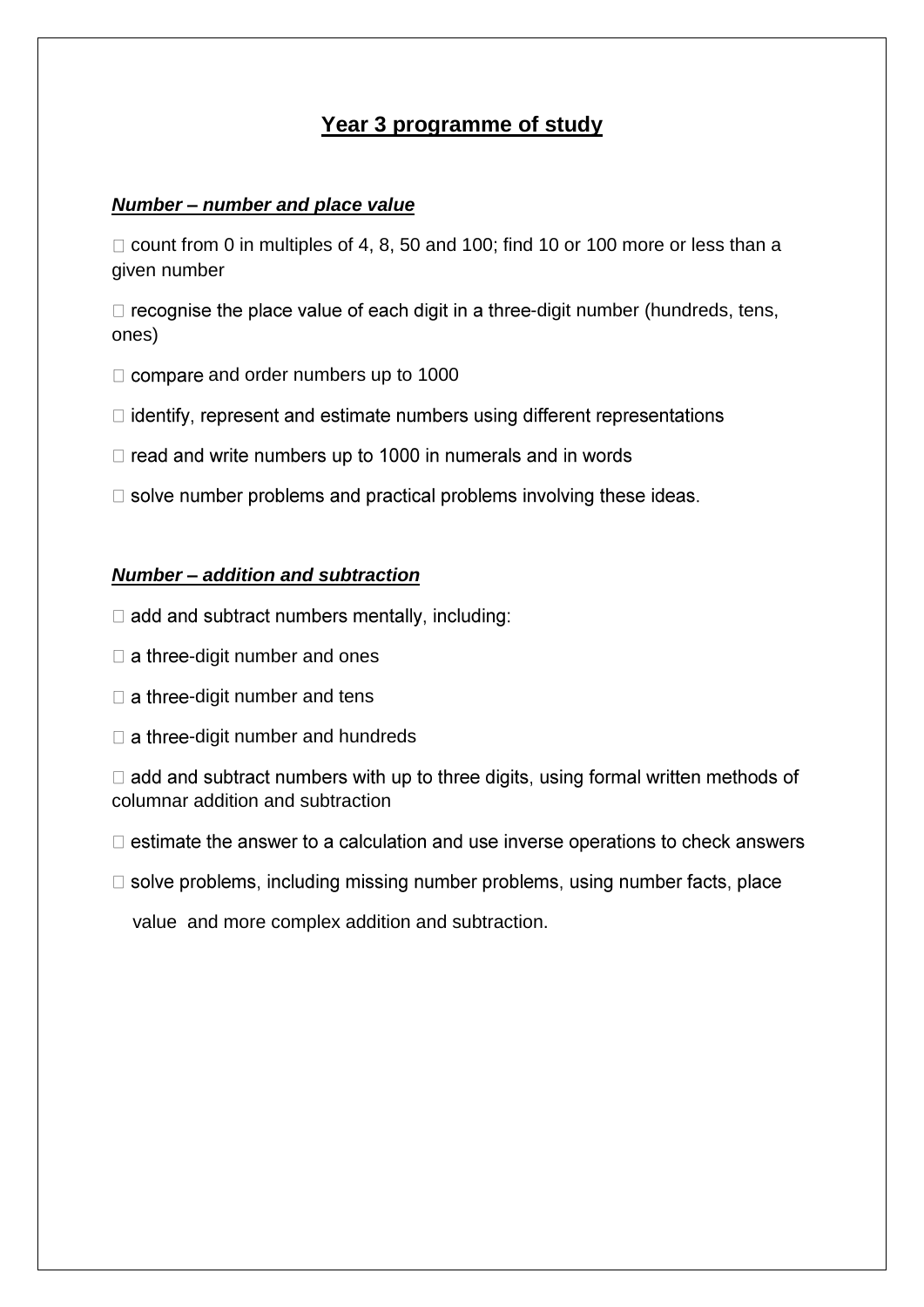## Year 3 programme of study

### ***Number – number and place value***

- count from 0 in multiples of 4, 8, 50 and 100; find 10 or 100 more or less than a given number
- recognise the place value of each digit in a three-digit number (hundreds, tens, ones)
- compare and order numbers up to 1000
- identify, represent and estimate numbers using different representations
- read and write numbers up to 1000 in numerals and in words
- solve number problems and practical problems involving these ideas.

### ***Number – addition and subtraction***

- add and subtract numbers mentally, including:
- a three-digit number and ones
- a three-digit number and tens
- a three-digit number and hundreds
- add and subtract numbers with up to three digits, using formal written methods of columnar addition and subtraction
- estimate the answer to a calculation and use inverse operations to check answers
- solve problems, including missing number problems, using number facts, place value and more complex addition and subtraction.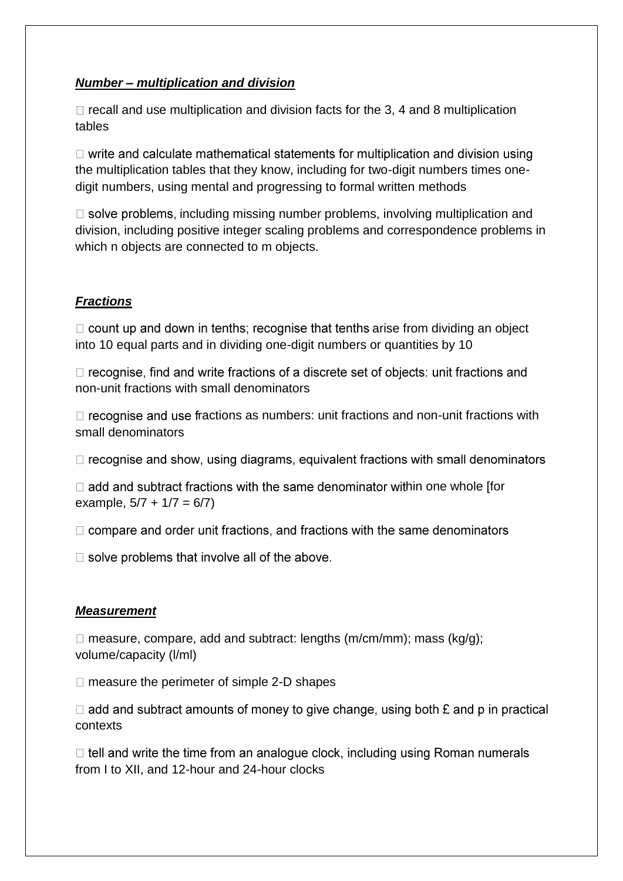***Number – multiplication and division***

- recall and use multiplication and division facts for the 3, 4 and 8 multiplication tables
- write and calculate mathematical statements for multiplication and division using the multiplication tables that they know, including for two-digit numbers times one-digit numbers, using mental and progressing to formal written methods
- solve problems, including missing number problems, involving multiplication and division, including positive integer scaling problems and correspondence problems in which n objects are connected to m objects.

***Fractions***

- count up and down in tenths; recognise that tenths arise from dividing an object into 10 equal parts and in dividing one-digit numbers or quantities by 10
- recognise, find and write fractions of a discrete set of objects: unit fractions and non-unit fractions with small denominators
- recognise and use fractions as numbers: unit fractions and non-unit fractions with small denominators
- recognise and show, using diagrams, equivalent fractions with small denominators
- add and subtract fractions with the same denominator within one whole [for example, $5/7 + 1/7 = 6/7$)
- compare and order unit fractions, and fractions with the same denominators
- solve problems that involve all of the above.

***Measurement***

- measure, compare, add and subtract: lengths (m/cm/mm); mass (kg/g); volume/capacity (l/ml)
- measure the perimeter of simple 2-D shapes
- add and subtract amounts of money to give change, using both £ and p in practical contexts
- tell and write the time from an analogue clock, including using Roman numerals from I to XII, and 12-hour and 24-hour clocks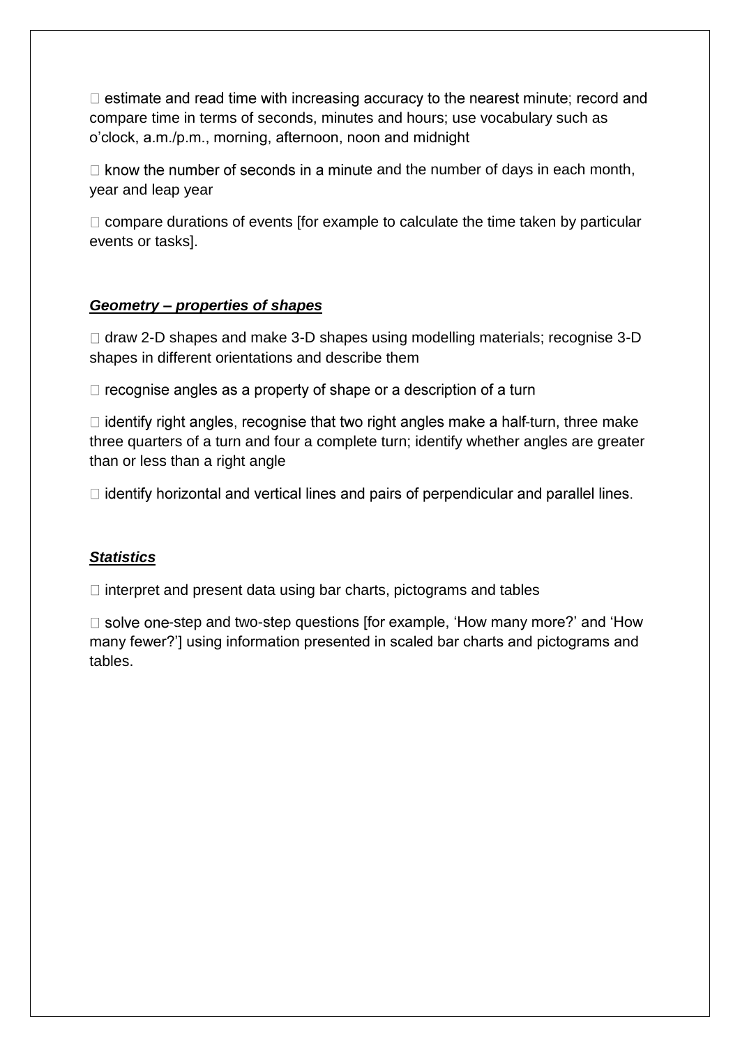-  estimate and read time with increasing accuracy to the nearest minute; record and compare time in terms of seconds, minutes and hours; use vocabulary such as o'clock, a.m./p.m., morning, afternoon, noon and midnight

-  know the number of seconds in a minute and the number of days in each month, year and leap year

-  compare durations of events [for example to calculate the time taken by particular events or tasks].

***Geometry – properties of shapes***

-  draw 2-D shapes and make 3-D shapes using modelling materials; recognise 3-D shapes in different orientations and describe them

-  recognise angles as a property of shape or a description of a turn

-  identify right angles, recognise that two right angles make a half-turn, three make three quarters of a turn and four a complete turn; identify whether angles are greater than or less than a right angle

-  identify horizontal and vertical lines and pairs of perpendicular and parallel lines.

***Statistics***

-  interpret and present data using bar charts, pictograms and tables

-  solve one-step and two-step questions [for example, 'How many more?' and 'How many fewer?'] using information presented in scaled bar charts and pictograms and tables.